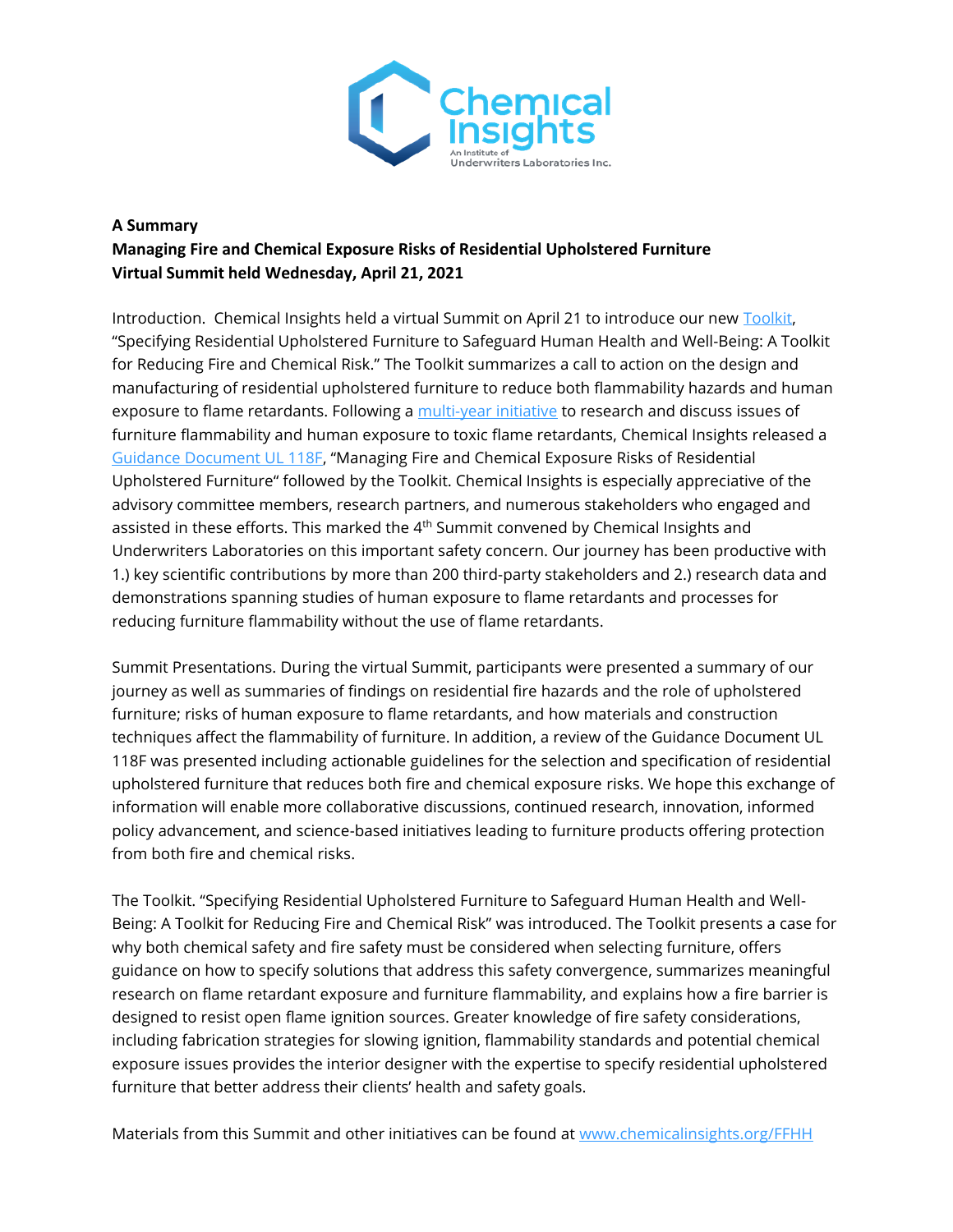**A Summary**
**Managing Fire and Chemical Exposure Risks of Residential Upholstered Furniture**
**Virtual Summit held Wednesday, April 21, 2021**

Introduction. Chemical Insights held a virtual Summit on April 21 to introduce our new Toolkit, "Specifying Residential Upholstered Furniture to Safeguard Human Health and Well-Being: A Toolkit for Reducing Fire and Chemical Risk." The Toolkit summarizes a call to action on the design and manufacturing of residential upholstered furniture to reduce both flammability hazards and human exposure to flame retardants. Following a multi-year initiative to research and discuss issues of furniture flammability and human exposure to toxic flame retardants, Chemical Insights released a Guidance Document UL 118F, "Managing Fire and Chemical Exposure Risks of Residential Upholstered Furniture" followed by the Toolkit. Chemical Insights is especially appreciative of the advisory committee members, research partners, and numerous stakeholders who engaged and assisted in these efforts. This marked the 4th Summit convened by Chemical Insights and Underwriters Laboratories on this important safety concern. Our journey has been productive with 1.) key scientific contributions by more than 200 third-party stakeholders and 2.) research data and demonstrations spanning studies of human exposure to flame retardants and processes for reducing furniture flammability without the use of flame retardants.

Summit Presentations. During the virtual Summit, participants were presented a summary of our journey as well as summaries of findings on residential fire hazards and the role of upholstered furniture; risks of human exposure to flame retardants, and how materials and construction techniques affect the flammability of furniture. In addition, a review of the Guidance Document UL 118F was presented including actionable guidelines for the selection and specification of residential upholstered furniture that reduces both fire and chemical exposure risks. We hope this exchange of information will enable more collaborative discussions, continued research, innovation, informed policy advancement, and science-based initiatives leading to furniture products offering protection from both fire and chemical risks.

The Toolkit. "Specifying Residential Upholstered Furniture to Safeguard Human Health and Well-Being: A Toolkit for Reducing Fire and Chemical Risk" was introduced. The Toolkit presents a case for why both chemical safety and fire safety must be considered when selecting furniture, offers guidance on how to specify solutions that address this safety convergence, summarizes meaningful research on flame retardant exposure and furniture flammability, and explains how a fire barrier is designed to resist open flame ignition sources. Greater knowledge of fire safety considerations, including fabrication strategies for slowing ignition, flammability standards and potential chemical exposure issues provides the interior designer with the expertise to specify residential upholstered furniture that better address their clients' health and safety goals.

Materials from this Summit and other initiatives can be found at www.chemicalinsights.org/FFHH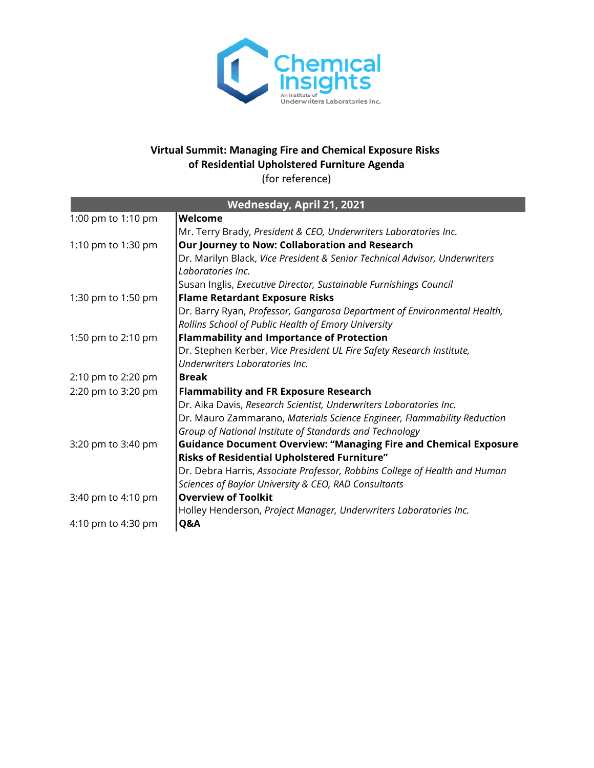Chemical Insights
An Institute of Underwriters Laboratories Inc.

**Virtual Summit: Managing Fire and Chemical Exposure Risks of Residential Upholstered Furniture Agenda**
(for reference)

| Wednesday, April 21, 2021 | |
| --- | --- |
| 1:00 pm to 1:10 pm | **Welcome**<br>Mr. Terry Brady, *President & CEO, Underwriters Laboratories Inc.* |
| 1:10 pm to 1:30 pm | **Our Journey to Now: Collaboration and Research**<br>Dr. Marilyn Black, *Vice President & Senior Technical Advisor, Underwriters Laboratories Inc.*<br>Susan Inglis, *Executive Director, Sustainable Furnishings Council* |
| 1:30 pm to 1:50 pm | **Flame Retardant Exposure Risks**<br>Dr. Barry Ryan, *Professor, Gangarosa Department of Environmental Health, Rollins School of Public Health of Emory University* |
| 1:50 pm to 2:10 pm | **Flammability and Importance of Protection**<br>Dr. Stephen Kerber, *Vice President UL Fire Safety Research Institute, Underwriters Laboratories Inc.* |
| 2:10 pm to 2:20 pm | **Break** |
| 2:20 pm to 3:20 pm | **Flammability and FR Exposure Research**<br>Dr. Aika Davis, *Research Scientist, Underwriters Laboratories Inc.*<br>Dr. Mauro Zammarano, *Materials Science Engineer, Flammability Reduction Group of National Institute of Standards and Technology* |
| 3:20 pm to 3:40 pm | **Guidance Document Overview: "Managing Fire and Chemical Exposure Risks of Residential Upholstered Furniture"**<br>Dr. Debra Harris, *Associate Professor, Robbins College of Health and Human Sciences of Baylor University & CEO, RAD Consultants* |
| 3:40 pm to 4:10 pm | **Overview of Toolkit**<br>Holley Henderson, *Project Manager, Underwriters Laboratories Inc.* |
| 4:10 pm to 4:30 pm | **Q&A** |